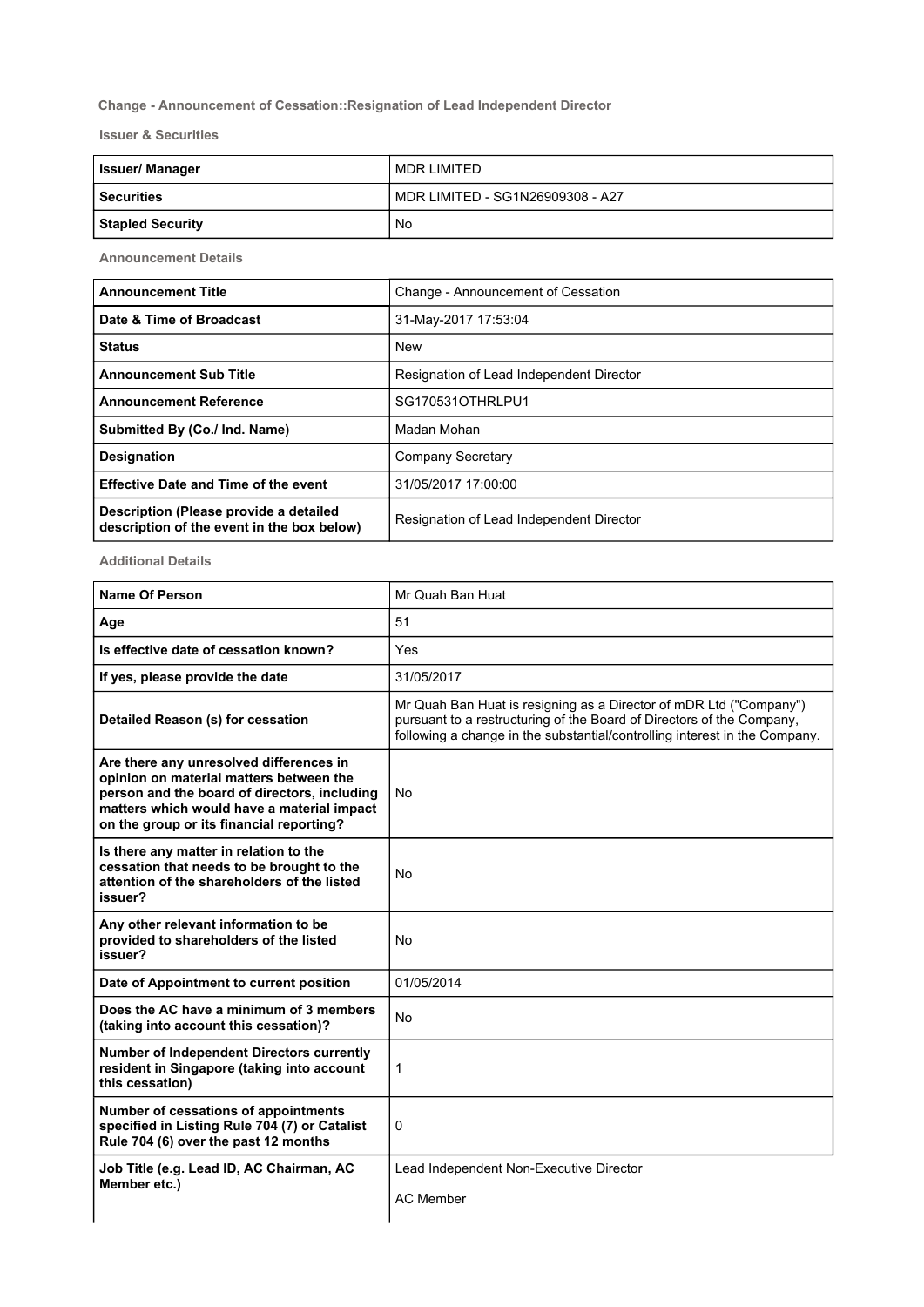# Change - Announcement of Cessation::Resignation of Lead Independent Director

## Issuer & Securities

| Issuer/ Manager | MDR LIMITED |
|---|---|
| Securities | MDR LIMITED - SG1N26909308 - A27 |
| Stapled Security | No |

## Announcement Details

| Announcement Title | Change - Announcement of Cessation |
|---|---|
| Date & Time of Broadcast | 31-May-2017 17:53:04 |
| Status | New |
| Announcement Sub Title | Resignation of Lead Independent Director |
| Announcement Reference | SG170531OTHRLPU1 |
| Submitted By (Co./ Ind. Name) | Madan Mohan |
| Designation | Company Secretary |
| Effective Date and Time of the event | 31/05/2017 17:00:00 |
| Description (Please provide a detailed description of the event in the box below) | Resignation of Lead Independent Director |

## Additional Details

| Name Of Person | Mr Quah Ban Huat |
|---|---|
| Age | 51 |
| Is effective date of cessation known? | Yes |
| If yes, please provide the date | 31/05/2017 |
| Detailed Reason (s) for cessation | Mr Quah Ban Huat is resigning as a Director of mDR Ltd ("Company") pursuant to a restructuring of the Board of Directors of the Company, following a change in the substantial/controlling interest in the Company. |
| Are there any unresolved differences in opinion on material matters between the person and the board of directors, including matters which would have a material impact on the group or its financial reporting? | No |
| Is there any matter in relation to the cessation that needs to be brought to the attention of the shareholders of the listed issuer? | No |
| Any other relevant information to be provided to shareholders of the listed issuer? | No |
| Date of Appointment to current position | 01/05/2014 |
| Does the AC have a minimum of 3 members (taking into account this cessation)? | No |
| Number of Independent Directors currently resident in Singapore (taking into account this cessation) | 1 |
| Number of cessations of appointments specified in Listing Rule 704 (7) or Catalist Rule 704 (6) over the past 12 months | 0 |
| Job Title (e.g. Lead ID, AC Chairman, AC Member etc.) | Lead Independent Non-Executive Director<br><br>AC Member |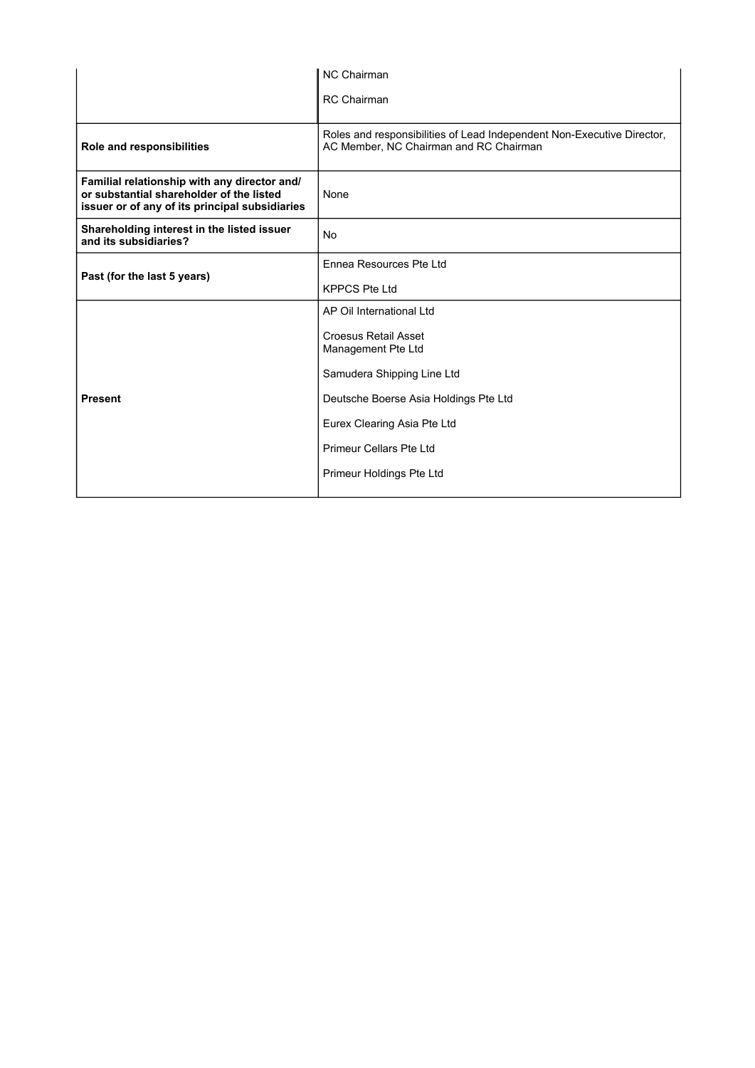| | |
|---|---|
| | NC Chairman<br><br>RC Chairman |
| **Role and responsibilities** | Roles and responsibilities of Lead Independent Non-Executive Director, AC Member, NC Chairman and RC Chairman |
| **Familial relationship with any director and/ or substantial shareholder of the listed issuer or of any of its principal subsidiaries** | None |
| **Shareholding interest in the listed issuer and its subsidiaries?** | No |
| **Past (for the last 5 years)** | Ennea Resources Pte Ltd<br><br>KPPCS Pte Ltd |
| **Present** | AP Oil International Ltd<br><br>Croesus Retail Asset Management Pte Ltd<br><br>Samudera Shipping Line Ltd<br><br>Deutsche Boerse Asia Holdings Pte Ltd<br><br>Eurex Clearing Asia Pte Ltd<br><br>Primeur Cellars Pte Ltd<br><br>Primeur Holdings Pte Ltd |